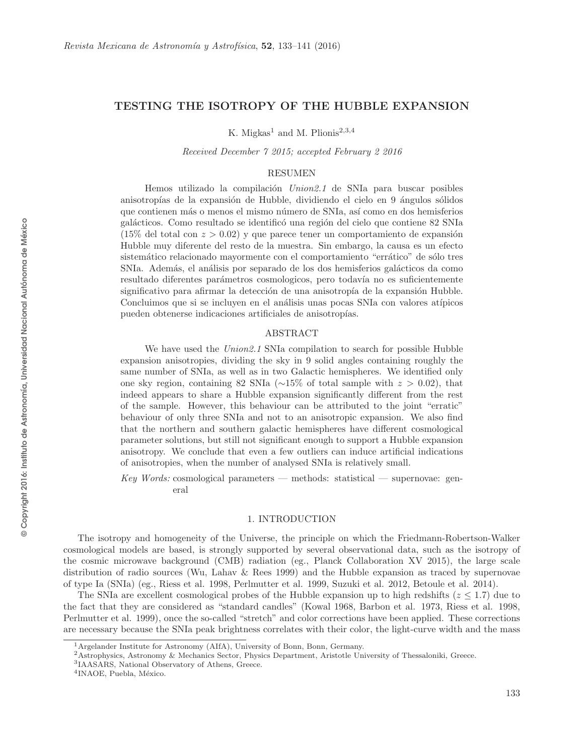# TESTING THE ISOTROPY OF THE HUBBLE EXPANSION

K. Migkas[1] and M. Plionis[2,3,4]

*Received December 7 2015; accepted February 2 2016*

## RESUMEN

Hemos utilizado la compilación *Union2.1* de SNIa para buscar posibles anisotropías de la expansión de Hubble, dividiendo el cielo en 9 ángulos sólidos que contienen más o menos el mismo número de SNIa, así como en dos hemisferios galácticos. Como resultado se identificó una región del cielo que contiene 82 SNIa (15% del total con $z > 0.02$) y que parece tener un comportamiento de expansión Hubble muy diferente del resto de la muestra. Sin embargo, la causa es un efecto sistemático relacionado mayormente con el comportamiento "errático" de sólo tres SNIa. Además, el análisis por separado de los dos hemisferios galácticos da como resultado diferentes parámetros cosmologicos, pero todavía no es suficientemente significativo para afirmar la detección de una anisotropía de la expansión Hubble. Concluimos que si se incluyen en el análisis unas pocas SNIa con valores atípicos pueden obtenerse indicaciones artificiales de anisotropías.

## ABSTRACT

We have used the *Union2.1* SNIa compilation to search for possible Hubble expansion anisotropies, dividing the sky in 9 solid angles containing roughly the same number of SNIa, as well as in two Galactic hemispheres. We identified only one sky region, containing 82 SNIa ($\sim$15% of total sample with $z > 0.02$), that indeed appears to share a Hubble expansion significantly different from the rest of the sample. However, this behaviour can be attributed to the joint "erratic" behaviour of only three SNIa and not to an anisotropic expansion. We also find that the northern and southern galactic hemispheres have different cosmological parameter solutions, but still not significant enough to support a Hubble expansion anisotropy. We conclude that even a few outliers can induce artificial indications of anisotropies, when the number of analysed SNIa is relatively small.

*Key Words:* cosmological parameters — methods: statistical — supernovae: general

## 1. INTRODUCTION

The isotropy and homogeneity of the Universe, the principle on which the Friedmann-Robertson-Walker cosmological models are based, is strongly supported by several observational data, such as the isotropy of the cosmic microwave background (CMB) radiation (eg., Planck Collaboration XV 2015), the large scale distribution of radio sources (Wu, Lahav & Rees 1999) and the Hubble expansion as traced by supernovae of type Ia (SNIa) (eg., Riess et al. 1998, Perlmutter et al. 1999, Suzuki et al. 2012, Betoule et al. 2014).

The SNIa are excellent cosmological probes of the Hubble expansion up to high redshifts ($z \leq 1.7$) due to the fact that they are considered as "standard candles" (Kowal 1968, Barbon et al. 1973, Riess et al. 1998, Perlmutter et al. 1999), once the so-called "stretch" and color corrections have been applied. These corrections are necessary because the SNIa peak brightness correlates with their color, the light-curve width and the mass

---

[1] Argelander Institute for Astronomy (AIfA), University of Bonn, Bonn, Germany.

[2] Astrophysics, Astronomy & Mechanics Sector, Physics Department, Aristotle University of Thessaloniki, Greece.

[3] IAASARS, National Observatory of Athens, Greece.

[4] INAOE, Puebla, México.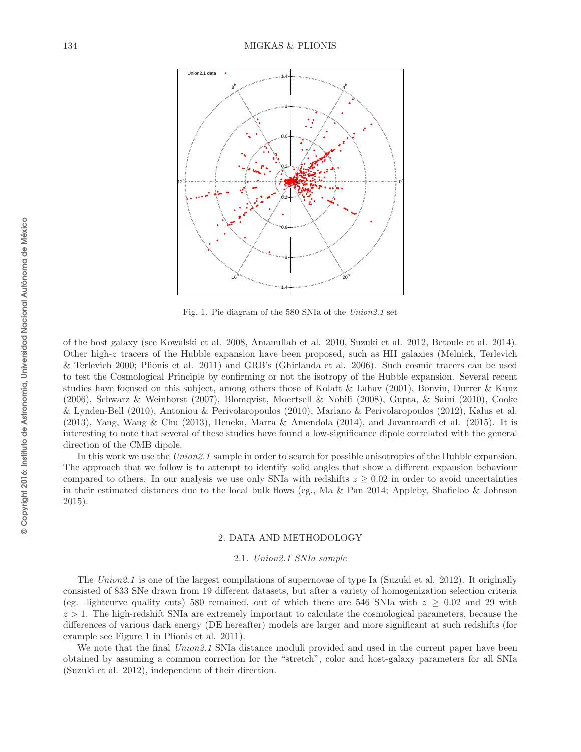Fig. 1. Pie diagram of the 580 SNIa of the *Union2.1* set

of the host galaxy (see Kowalski et al. 2008, Amanullah et al. 2010, Suzuki et al. 2012, Betoule et al. 2014). Other high-$z$ tracers of the Hubble expansion have been proposed, such as HII galaxies (Melnick, Terlevich & Terlevich 2000; Plionis et al. 2011) and GRB's (Ghirlanda et al. 2006). Such cosmic tracers can be used to test the Cosmological Principle by confirming or not the isotropy of the Hubble expansion. Several recent studies have focused on this subject, among others those of Kolatt & Lahav (2001), Bonvin, Durrer & Kunz (2006), Schwarz & Weinhorst (2007), Blomqvist, Moertsell & Nobili (2008), Gupta, & Saini (2010), Cooke & Lynden-Bell (2010), Antoniou & Perivolaropoulos (2010), Mariano & Perivolaropoulos (2012), Kalus et al. (2013), Yang, Wang & Chu (2013), Heneka, Marra & Amendola (2014), and Javanmardi et al. (2015). It is interesting to note that several of these studies have found a low-significance dipole correlated with the general direction of the CMB dipole.

In this work we use the *Union2.1* sample in order to search for possible anisotropies of the Hubble expansion. The approach that we follow is to attempt to identify solid angles that show a different expansion behaviour compared to others. In our analysis we use only SNIa with redshifts $z \geq 0.02$ in order to avoid uncertainties in their estimated distances due to the local bulk flows (eg., Ma & Pan 2014; Appleby, Shafieloo & Johnson 2015).

## 2. DATA AND METHODOLOGY

### 2.1. *Union2.1 SNIa sample*

The *Union2.1* is one of the largest compilations of supernovae of type Ia (Suzuki et al. 2012). It originally consisted of 833 SNe drawn from 19 different datasets, but after a variety of homogenization selection criteria (eg. lightcurve quality cuts) 580 remained, out of which there are 546 SNIa with $z \geq 0.02$ and 29 with $z > 1$. The high-redshift SNIa are extremely important to calculate the cosmological parameters, because the differences of various dark energy (DE hereafter) models are larger and more significant at such redshifts (for example see Figure 1 in Plionis et al. 2011).

We note that the final *Union2.1* SNIa distance moduli provided and used in the current paper have been obtained by assuming a common correction for the "stretch", color and host-galaxy parameters for all SNIa (Suzuki et al. 2012), independent of their direction.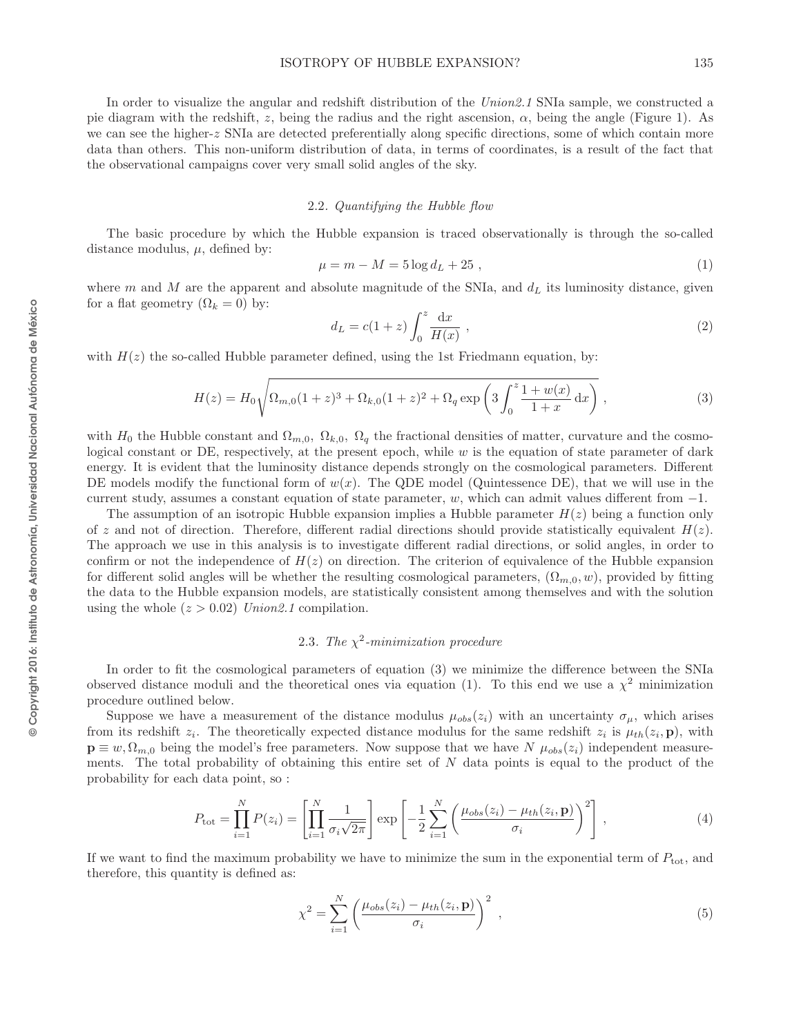In order to visualize the angular and redshift distribution of the *Union2.1* SNIa sample, we constructed a pie diagram with the redshift, $z$, being the radius and the right ascension, $\alpha$, being the angle (Figure 1). As we can see the higher-$z$ SNIa are detected preferentially along specific directions, some of which contain more data than others. This non-uniform distribution of data, in terms of coordinates, is a result of the fact that the observational campaigns cover very small solid angles of the sky.

### 2.2. *Quantifying the Hubble flow*

The basic procedure by which the Hubble expansion is traced observationally is through the so-called distance modulus, $\mu$, defined by:

$$\mu = m - M = 5 \log d_L + 25 \; , \tag{1}$$

where $m$ and $M$ are the apparent and absolute magnitude of the SNIa, and $d_L$ its luminosity distance, given for a flat geometry ($\Omega_k = 0$) by:

$$d_L = c(1+z) \int_0^z \frac{\mathrm{d}x}{H(x)} \; , \tag{2}$$

with $H(z)$ the so-called Hubble parameter defined, using the 1st Friedmann equation, by:

$$H(z) = H_0 \sqrt{\Omega_{m,0}(1+z)^3 + \Omega_{k,0}(1+z)^2 + \Omega_q \exp\left(3 \int_0^z \frac{1+w(x)}{1+x} \,\mathrm{d}x\right)} \; , \tag{3}$$

with $H_0$ the Hubble constant and $\Omega_{m,0}$, $\Omega_{k,0}$, $\Omega_q$ the fractional densities of matter, curvature and the cosmological constant or DE, respectively, at the present epoch, while $w$ is the equation of state parameter of dark energy. It is evident that the luminosity distance depends strongly on the cosmological parameters. Different DE models modify the functional form of $w(x)$. The QDE model (Quintessence DE), that we will use in the current study, assumes a constant equation of state parameter, $w$, which can admit values different from $-1$.

The assumption of an isotropic Hubble expansion implies a Hubble parameter $H(z)$ being a function only of $z$ and not of direction. Therefore, different radial directions should provide statistically equivalent $H(z)$. The approach we use in this analysis is to investigate different radial directions, or solid angles, in order to confirm or not the independence of $H(z)$ on direction. The criterion of equivalence of the Hubble expansion for different solid angles will be whether the resulting cosmological parameters, $(\Omega_{m,0}, w)$, provided by fitting the data to the Hubble expansion models, are statistically consistent among themselves and with the solution using the whole ($z > 0.02$) *Union2.1* compilation.

### 2.3. *The $\chi^2$-minimization procedure*

In order to fit the cosmological parameters of equation (3) we minimize the difference between the SNIa observed distance moduli and the theoretical ones via equation (1). To this end we use a $\chi^2$ minimization procedure outlined below.

Suppose we have a measurement of the distance modulus $\mu_{obs}(z_i)$ with an uncertainty $\sigma_\mu$, which arises from its redshift $z_i$. The theoretically expected distance modulus for the same redshift $z_i$ is $\mu_{th}(z_i, \mathbf{p})$, with $\mathbf{p} \equiv w, \Omega_{m,0}$ being the model's free parameters. Now suppose that we have $N$ $\mu_{obs}(z_i)$ independent measurements. The total probability of obtaining this entire set of $N$ data points is equal to the product of the probability for each data point, so :

$$P_{\text{tot}} = \prod_{i=1}^{N} P(z_i) = \left[\prod_{i=1}^{N} \frac{1}{\sigma_i \sqrt{2\pi}}\right] \exp\left[-\frac{1}{2} \sum_{i=1}^{N} \left(\frac{\mu_{obs}(z_i) - \mu_{th}(z_i, \mathbf{p})}{\sigma_i}\right)^2\right] \; , \tag{4}$$

If we want to find the maximum probability we have to minimize the sum in the exponential term of $P_{\text{tot}}$, and therefore, this quantity is defined as:

$$\chi^2 = \sum_{i=1}^{N} \left(\frac{\mu_{obs}(z_i) - \mu_{th}(z_i, \mathbf{p})}{\sigma_i}\right)^2 \; , \tag{5}$$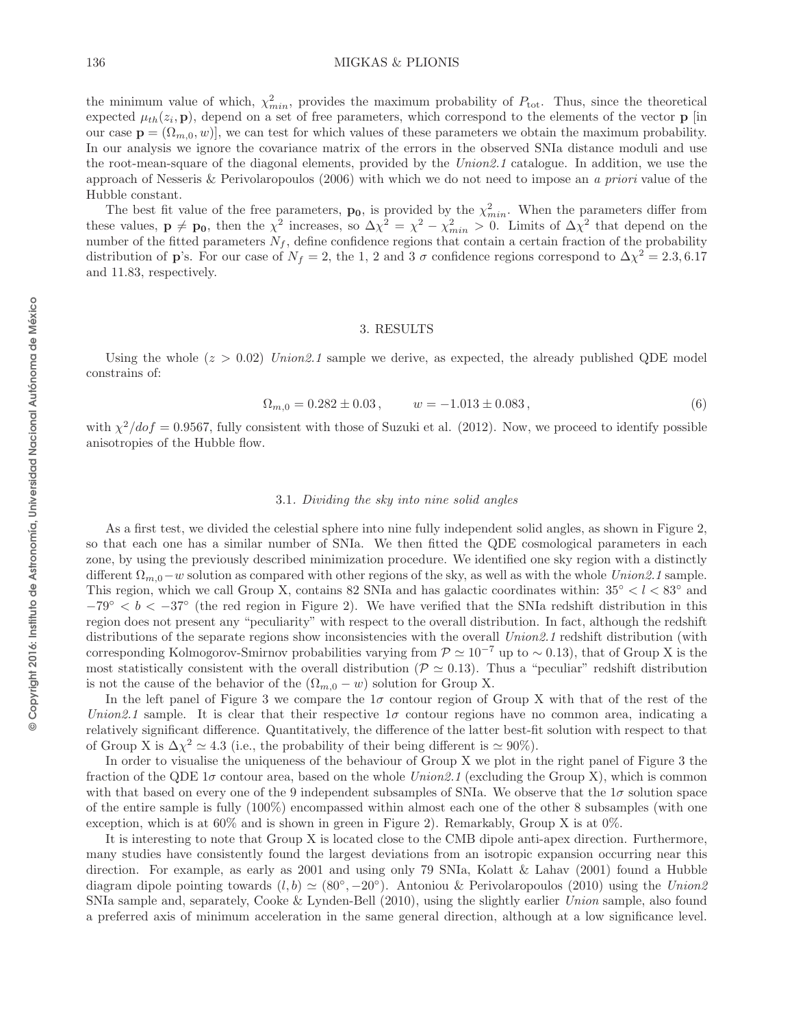the minimum value of which, $\chi^2_{min}$, provides the maximum probability of $P_{\rm tot}$. Thus, since the theoretical expected $\mu_{th}(z_i, \mathbf{p})$, depend on a set of free parameters, which correspond to the elements of the vector $\mathbf{p}$ [in our case $\mathbf{p} = (\Omega_{m,0}, w)$], we can test for which values of these parameters we obtain the maximum probability. In our analysis we ignore the covariance matrix of the errors in the observed SNIa distance moduli and use the root-mean-square of the diagonal elements, provided by the *Union2.1* catalogue. In addition, we use the approach of Nesseris & Perivolaropoulos (2006) with which we do not need to impose an *a priori* value of the Hubble constant.

The best fit value of the free parameters, $\mathbf{p_0}$, is provided by the $\chi^2_{min}$. When the parameters differ from these values, $\mathbf{p} \neq \mathbf{p_0}$, then the $\chi^2$ increases, so $\Delta\chi^2 = \chi^2 - \chi^2_{min} > 0$. Limits of $\Delta\chi^2$ that depend on the number of the fitted parameters $N_f$, define confidence regions that contain a certain fraction of the probability distribution of $\mathbf{p}$'s. For our case of $N_f = 2$, the 1, 2 and 3 $\sigma$ confidence regions correspond to $\Delta\chi^2 = 2.3, 6.17$ and 11.83, respectively.

## 3. RESULTS

Using the whole ($z > 0.02$) *Union2.1* sample we derive, as expected, the already published QDE model constrains of:

$$\Omega_{m,0} = 0.282 \pm 0.03\,, \qquad w = -1.013 \pm 0.083\,, \tag{6}$$

with $\chi^2/dof = 0.9567$, fully consistent with those of Suzuki et al. (2012). Now, we proceed to identify possible anisotropies of the Hubble flow.

### 3.1. *Dividing the sky into nine solid angles*

As a first test, we divided the celestial sphere into nine fully independent solid angles, as shown in Figure 2, so that each one has a similar number of SNIa. We then fitted the QDE cosmological parameters in each zone, by using the previously described minimization procedure. We identified one sky region with a distinctly different $\Omega_{m,0} - w$ solution as compared with other regions of the sky, as well as with the whole *Union2.1* sample. This region, which we call Group X, contains 82 SNIa and has galactic coordinates within: $35^\circ < l < 83^\circ$ and $-79^\circ < b < -37^\circ$ (the red region in Figure 2). We have verified that the SNIa redshift distribution in this region does not present any "peculiarity" with respect to the overall distribution. In fact, although the redshift distributions of the separate regions show inconsistencies with the overall *Union2.1* redshift distribution (with corresponding Kolmogorov-Smirnov probabilities varying from $\mathcal{P} \simeq 10^{-7}$ up to $\sim 0.13$), that of Group X is the most statistically consistent with the overall distribution ($\mathcal{P} \simeq 0.13$). Thus a "peculiar" redshift distribution is not the cause of the behavior of the ($\Omega_{m,0} - w$) solution for Group X.

In the left panel of Figure 3 we compare the $1\sigma$ contour region of Group X with that of the rest of the *Union2.1* sample. It is clear that their respective $1\sigma$ contour regions have no common area, indicating a relatively significant difference. Quantitatively, the difference of the latter best-fit solution with respect to that of Group X is $\Delta\chi^2 \simeq 4.3$ (i.e., the probability of their being different is $\simeq 90\%$).

In order to visualise the uniqueness of the behaviour of Group X we plot in the right panel of Figure 3 the fraction of the QDE $1\sigma$ contour area, based on the whole *Union2.1* (excluding the Group X), which is common with that based on every one of the 9 independent subsamples of SNIa. We observe that the $1\sigma$ solution space of the entire sample is fully (100%) encompassed within almost each one of the other 8 subsamples (with one exception, which is at 60% and is shown in green in Figure 2). Remarkably, Group X is at 0%.

It is interesting to note that Group X is located close to the CMB dipole anti-apex direction. Furthermore, many studies have consistently found the largest deviations from an isotropic expansion occurring near this direction. For example, as early as 2001 and using only 79 SNIa, Kolatt & Lahav (2001) found a Hubble diagram dipole pointing towards $(l, b) \simeq (80^\circ, -20^\circ)$. Antoniou & Perivolaropoulos (2010) using the *Union2* SNIa sample and, separately, Cooke & Lynden-Bell (2010), using the slightly earlier *Union* sample, also found a preferred axis of minimum acceleration in the same general direction, although at a low significance level.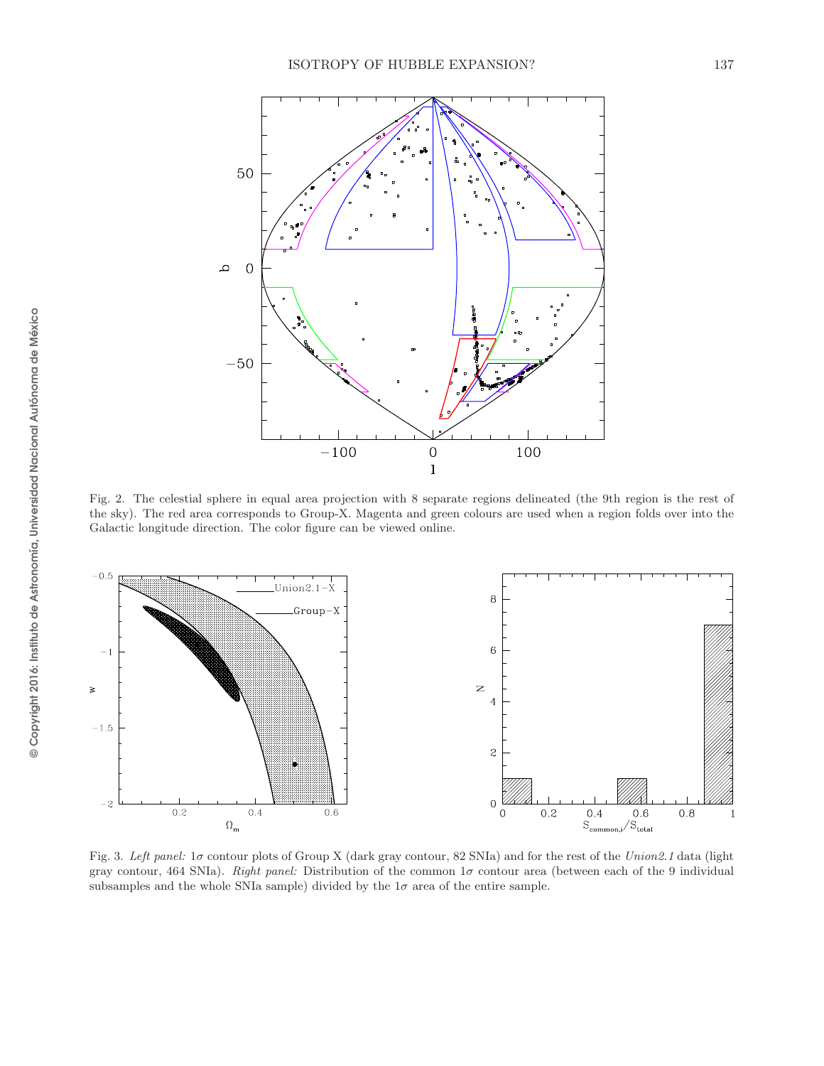Fig. 2. The celestial sphere in equal area projection with 8 separate regions delineated (the 9th region is the rest of the sky). The red area corresponds to Group-X. Magenta and green colours are used when a region folds over into the Galactic longitude direction. The color figure can be viewed online.

Fig. 3. *Left panel:* $1\sigma$ contour plots of Group X (dark gray contour, 82 SNIa) and for the rest of the *Union2.1* data (light gray contour, 464 SNIa). *Right panel:* Distribution of the common $1\sigma$ contour area (between each of the 9 individual subsamples and the whole SNIa sample) divided by the $1\sigma$ area of the entire sample.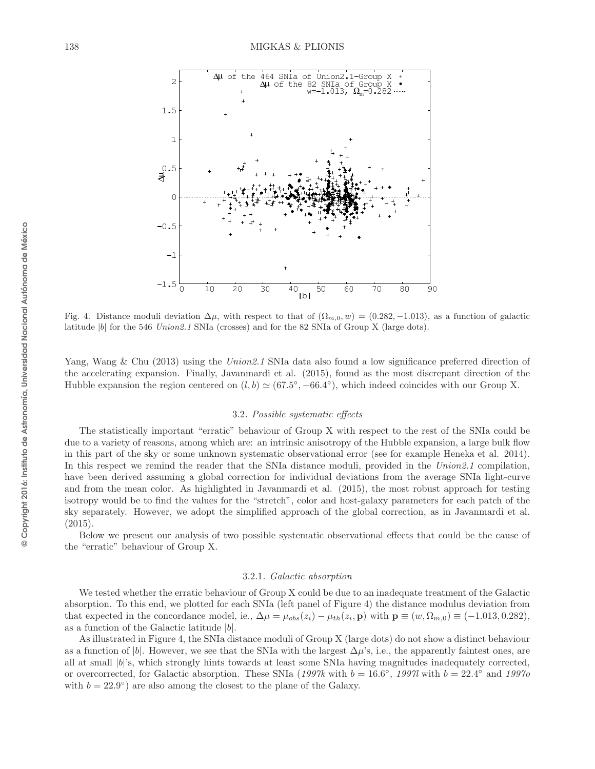Fig. 4. Distance moduli deviation $\Delta\mu$, with respect to that of $(\Omega_{m,0}, w) = (0.282, -1.013)$, as a function of galactic latitude $|b|$ for the 546 *Union2.1* SNIa (crosses) and for the 82 SNIa of Group X (large dots).

Yang, Wang & Chu (2013) using the *Union2.1* SNIa data also found a low significance preferred direction of the accelerating expansion. Finally, Javanmardi et al. (2015), found as the most discrepant direction of the Hubble expansion the region centered on $(l, b) \simeq (67.5^{\circ}, -66.4^{\circ})$, which indeed coincides with our Group X.

### 3.2. *Possible systematic effects*

The statistically important "erratic" behaviour of Group X with respect to the rest of the SNIa could be due to a variety of reasons, among which are: an intrinsic anisotropy of the Hubble expansion, a large bulk flow in this part of the sky or some unknown systematic observational error (see for example Heneka et al. 2014). In this respect we remind the reader that the SNIa distance moduli, provided in the *Union2.1* compilation, have been derived assuming a global correction for individual deviations from the average SNIa light-curve and from the mean color. As highlighted in Javanmardi et al. (2015), the most robust approach for testing isotropy would be to find the values for the "stretch", color and host-galaxy parameters for each patch of the sky separately. However, we adopt the simplified approach of the global correction, as in Javanmardi et al. (2015).

Below we present our analysis of two possible systematic observational effects that could be the cause of the "erratic" behaviour of Group X.

#### 3.2.1. *Galactic absorption*

We tested whether the erratic behaviour of Group X could be due to an inadequate treatment of the Galactic absorption. To this end, we plotted for each SNIa (left panel of Figure 4) the distance modulus deviation from that expected in the concordance model, ie., $\Delta\mu = \mu_{obs}(z_i) - \mu_{th}(z_i, \mathbf{p})$ with $\mathbf{p} \equiv (w, \Omega_{m,0}) \equiv (-1.013, 0.282)$, as a function of the Galactic latitude $|b|$.

As illustrated in Figure 4, the SNIa distance moduli of Group X (large dots) do not show a distinct behaviour as a function of $|b|$. However, we see that the SNIa with the largest $\Delta\mu$'s, i.e., the apparently faintest ones, are all at small $|b|$'s, which strongly hints towards at least some SNIa having magnitudes inadequately corrected, or overcorrected, for Galactic absorption. These SNIa (*1997k* with $b = 16.6^{\circ}$, *1997l* with $b = 22.4^{\circ}$ and *1997o* with $b = 22.9^{\circ}$) are also among the closest to the plane of the Galaxy.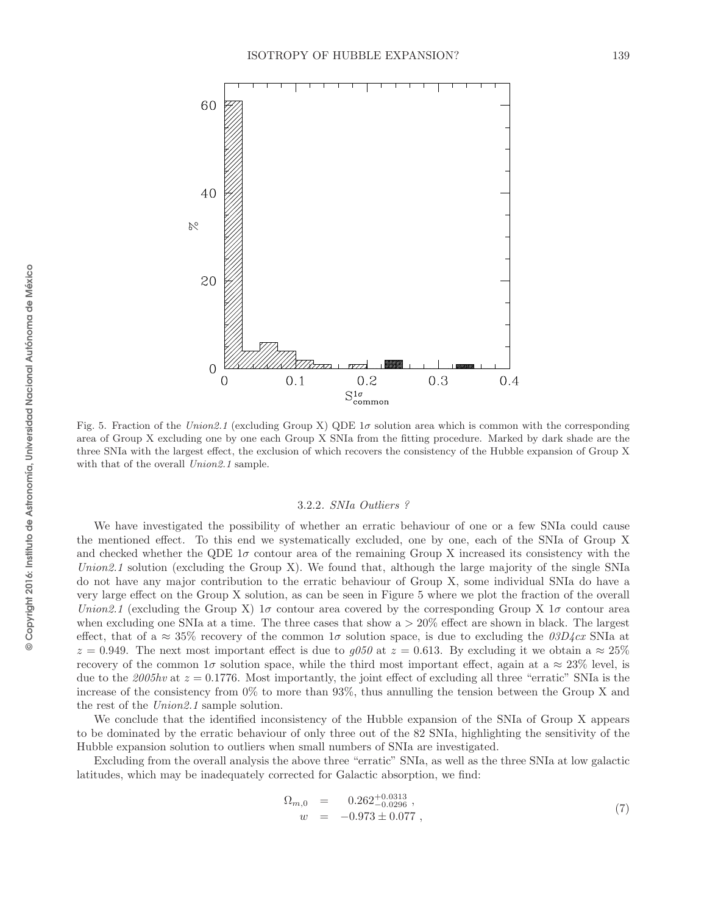Fig. 5. Fraction of the *Union2.1* (excluding Group X) QDE $1\sigma$ solution area which is common with the corresponding area of Group X excluding one by one each Group X SNIa from the fitting procedure. Marked by dark shade are the three SNIa with the largest effect, the exclusion of which recovers the consistency of the Hubble expansion of Group X with that of the overall *Union2.1* sample.

### 3.2.2. *SNIa Outliers ?*

We have investigated the possibility of whether an erratic behaviour of one or a few SNIa could cause the mentioned effect. To this end we systematically excluded, one by one, each of the SNIa of Group X and checked whether the QDE $1\sigma$ contour area of the remaining Group X increased its consistency with the *Union2.1* solution (excluding the Group X). We found that, although the large majority of the single SNIa do not have any major contribution to the erratic behaviour of Group X, some individual SNIa do have a very large effect on the Group X solution, as can be seen in Figure 5 where we plot the fraction of the overall *Union2.1* (excluding the Group X) $1\sigma$ contour area covered by the corresponding Group X $1\sigma$ contour area when excluding one SNIa at a time. The three cases that show a $> 20\%$ effect are shown in black. The largest effect, that of a $\approx 35\%$ recovery of the common $1\sigma$ solution space, is due to excluding the *03D4cx* SNIa at $z = 0.949$. The next most important effect is due to *g050* at $z = 0.613$. By excluding it we obtain a $\approx 25\%$ recovery of the common $1\sigma$ solution space, while the third most important effect, again at a $\approx 23\%$ level, is due to the *2005hv* at $z = 0.1776$. Most importantly, the joint effect of excluding all three "erratic" SNIa is the increase of the consistency from 0% to more than 93%, thus annulling the tension between the Group X and the rest of the *Union2.1* sample solution.

We conclude that the identified inconsistency of the Hubble expansion of the SNIa of Group X appears to be dominated by the erratic behaviour of only three out of the 82 SNIa, highlighting the sensitivity of the Hubble expansion solution to outliers when small numbers of SNIa are investigated.

Excluding from the overall analysis the above three "erratic" SNIa, as well as the three SNIa at low galactic latitudes, which may be inadequately corrected for Galactic absorption, we find:

$$
\begin{aligned}
\Omega_{m,0} &= 0.262^{+0.0313}_{-0.0296} \, , \\
w &= -0.973 \pm 0.077 \, ,
\end{aligned}
\tag{7}
$$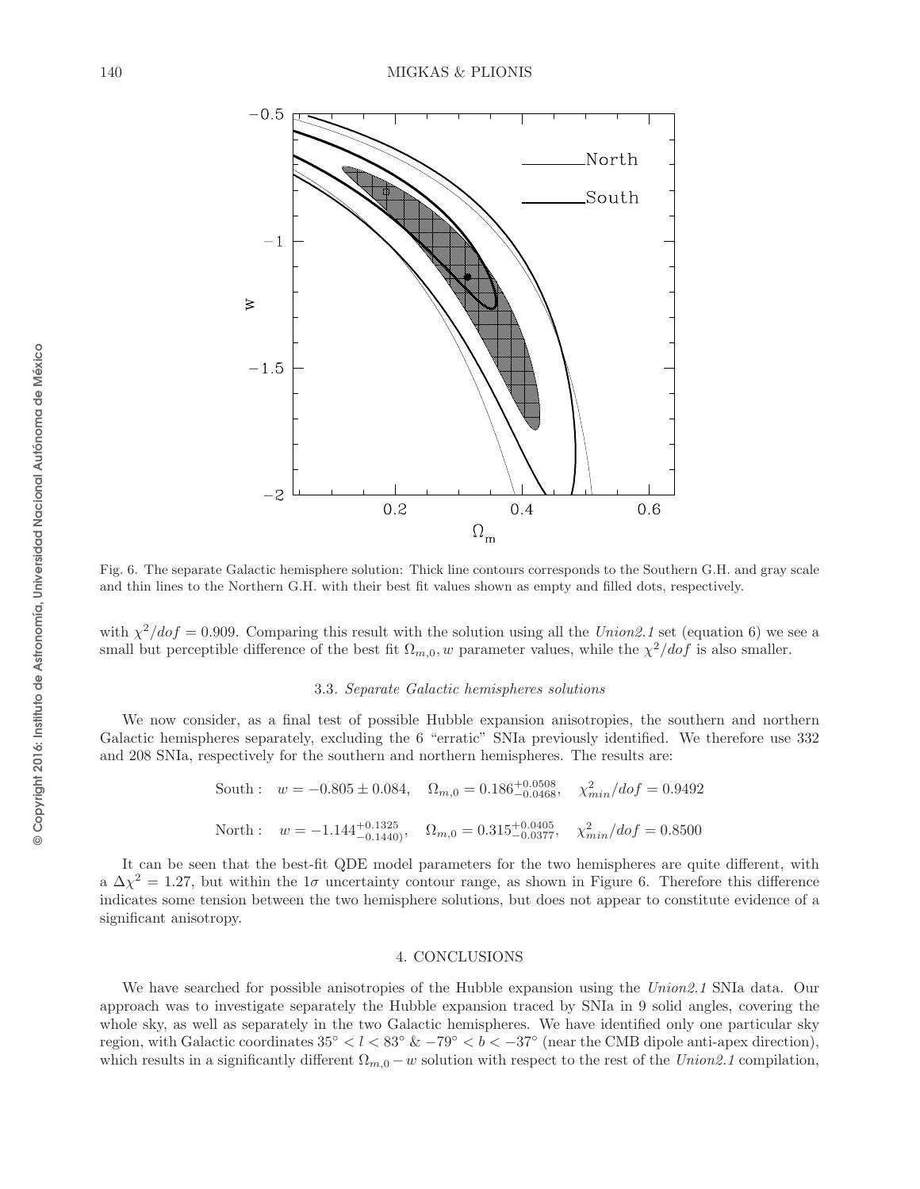Fig. 6. The separate Galactic hemisphere solution: Thick line contours corresponds to the Southern G.H. and gray scale and thin lines to the Northern G.H. with their best fit values shown as empty and filled dots, respectively.

with $\chi^2/dof = 0.909$. Comparing this result with the solution using all the *Union2.1* set (equation 6) we see a small but perceptible difference of the best fit $\Omega_{m,0}, w$ parameter values, while the $\chi^2/dof$ is also smaller.

### 3.3. *Separate Galactic hemispheres solutions*

We now consider, as a final test of possible Hubble expansion anisotropies, the southern and northern Galactic hemispheres separately, excluding the 6 "erratic" SNIa previously identified. We therefore use 332 and 208 SNIa, respectively for the southern and northern hemispheres. The results are:

$$\text{South}: \quad w = -0.805 \pm 0.084, \quad \Omega_{m,0} = 0.186^{+0.0508}_{-0.0468}, \quad \chi^2_{min}/dof = 0.9492$$

$$\text{North}: \quad w = -1.144^{+0.1325}_{-0.1440)}, \quad \Omega_{m,0} = 0.315^{+0.0405}_{-0.0377}, \quad \chi^2_{min}/dof = 0.8500$$

It can be seen that the best-fit QDE model parameters for the two hemispheres are quite different, with a $\Delta\chi^2 = 1.27$, but within the $1\sigma$ uncertainty contour range, as shown in Figure 6. Therefore this difference indicates some tension between the two hemisphere solutions, but does not appear to constitute evidence of a significant anisotropy.

## 4. CONCLUSIONS

We have searched for possible anisotropies of the Hubble expansion using the *Union2.1* SNIa data. Our approach was to investigate separately the Hubble expansion traced by SNIa in 9 solid angles, covering the whole sky, as well as separately in the two Galactic hemispheres. We have identified only one particular sky region, with Galactic coordinates $35^\circ < l < 83^\circ$ & $-79^\circ < b < -37^\circ$ (near the CMB dipole anti-apex direction), which results in a significantly different $\Omega_{m,0} - w$ solution with respect to the rest of the *Union2.1* compilation,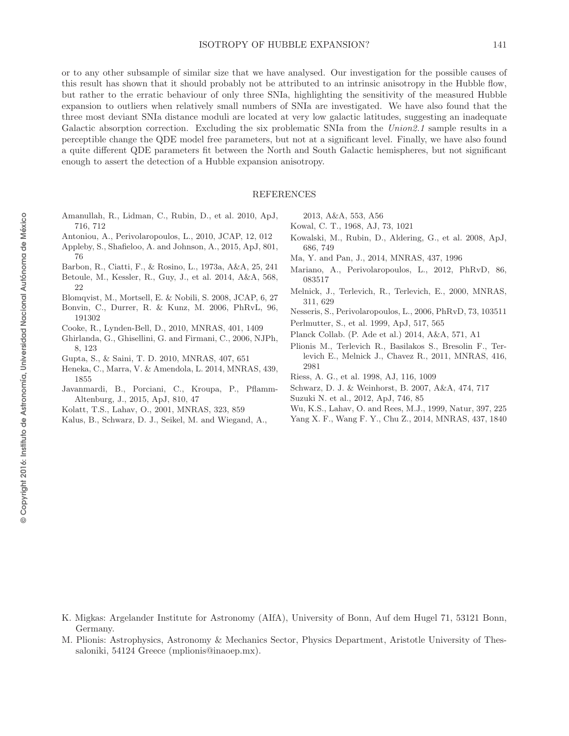or to any other subsample of similar size that we have analysed. Our investigation for the possible causes of this result has shown that it should probably not be attributed to an intrinsic anisotropy in the Hubble flow, but rather to the erratic behaviour of only three SNIa, highlighting the sensitivity of the measured Hubble expansion to outliers when relatively small numbers of SNIa are investigated. We have also found that the three most deviant SNIa distance moduli are located at very low galactic latitudes, suggesting an inadequate Galactic absorption correction. Excluding the six problematic SNIa from the *Union2.1* sample results in a perceptible change the QDE model free parameters, but not at a significant level. Finally, we have also found a quite different QDE parameters fit between the North and South Galactic hemispheres, but not significant enough to assert the detection of a Hubble expansion anisotropy.

## REFERENCES

Amanullah, R., Lidman, C., Rubin, D., et al. 2010, ApJ, 716, 712

Antoniou, A., Perivolaropoulos, L., 2010, JCAP, 12, 012

Appleby, S., Shafieloo, A. and Johnson, A., 2015, ApJ, 801, 76

Barbon, R., Ciatti, F., & Rosino, L., 1973a, A&A, 25, 241

Betoule, M., Kessler, R., Guy, J., et al. 2014, A&A, 568, 22

Blomqvist, M., Mortsell, E. & Nobili, S. 2008, JCAP, 6, 27

Bonvin, C., Durrer, R. & Kunz, M. 2006, PhRvL, 96, 191302

Cooke, R., Lynden-Bell, D., 2010, MNRAS, 401, 1409

Ghirlanda, G., Ghisellini, G. and Firmani, C., 2006, NJPh, 8, 123

Gupta, S., & Saini, T. D. 2010, MNRAS, 407, 651

Heneka, C., Marra, V. & Amendola, L. 2014, MNRAS, 439, 1855

Javanmardi, B., Porciani, C., Kroupa, P., Pflamm-Altenburg, J., 2015, ApJ, 810, 47

Kolatt, T.S., Lahav, O., 2001, MNRAS, 323, 859

Kalus, B., Schwarz, D. J., Seikel, M. and Wiegand, A., 2013, A&A, 553, A56

Kowal, C. T., 1968, AJ, 73, 1021

Kowalski, M., Rubin, D., Aldering, G., et al. 2008, ApJ, 686, 749

Ma, Y. and Pan, J., 2014, MNRAS, 437, 1996

Mariano, A., Perivolaropoulos, L., 2012, PhRvD, 86, 083517

Melnick, J., Terlevich, R., Terlevich, E., 2000, MNRAS, 311, 629

Nesseris, S., Perivolaropoulos, L., 2006, PhRvD, 73, 103511

Perlmutter, S., et al. 1999, ApJ, 517, 565

Planck Collab. (P. Ade et al.) 2014, A&A, 571, A1

Plionis M., Terlevich R., Basilakos S., Bresolin F., Terlevich E., Melnick J., Chavez R., 2011, MNRAS, 416, 2981

Riess, A. G., et al. 1998, AJ, 116, 1009

Schwarz, D. J. & Weinhorst, B. 2007, A&A, 474, 717

Suzuki N. et al., 2012, ApJ, 746, 85

Wu, K.S., Lahav, O. and Rees, M.J., 1999, Natur, 397, 225

Yang X. F., Wang F. Y., Chu Z., 2014, MNRAS, 437, 1840

K. Migkas: Argelander Institute for Astronomy (AIfA), University of Bonn, Auf dem Hugel 71, 53121 Bonn, Germany.

M. Plionis: Astrophysics, Astronomy & Mechanics Sector, Physics Department, Aristotle University of Thessaloniki, 54124 Greece (mplionis@inaoep.mx).